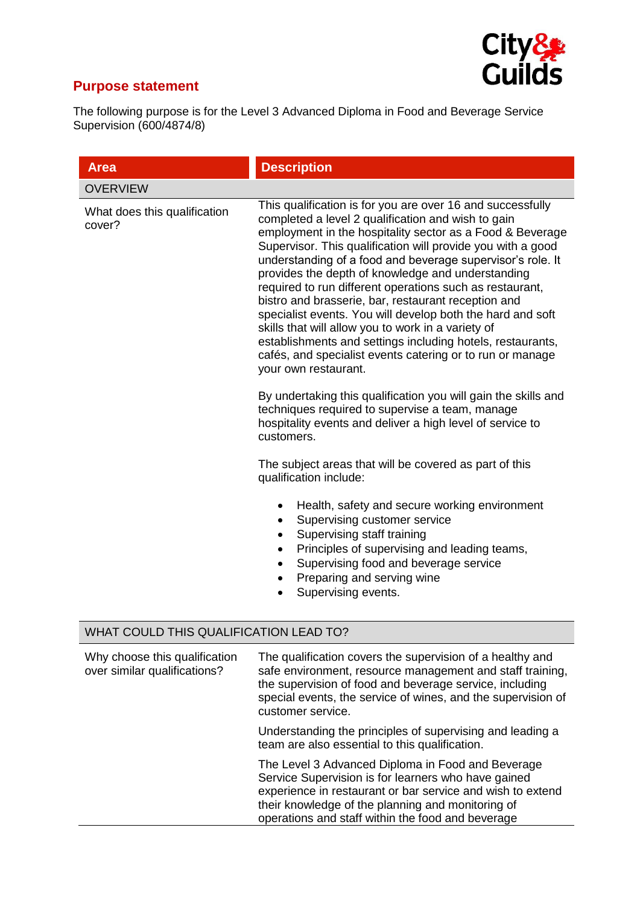## Purpose statement

The following purpose is for the Level 3 Advanced Diploma in Food and Beverage Service Supervision (600/4874/8)

| Area | Description |
| --- | --- |
| OVERVIEW | |
| What does this qualification cover? | This qualification is for you are over 16 and successfully completed a level 2 qualification and wish to gain employment in the hospitality sector as a Food & Beverage Supervisor. This qualification will provide you with a good understanding of a food and beverage supervisor's role. It provides the depth of knowledge and understanding required to run different operations such as restaurant, bistro and brasserie, bar, restaurant reception and specialist events. You will develop both the hard and soft skills that will allow you to work in a variety of establishments and settings including hotels, restaurants, cafés, and specialist events catering or to run or manage your own restaurant.<br><br>By undertaking this qualification you will gain the skills and techniques required to supervise a team, manage hospitality events and deliver a high level of service to customers.<br><br>The subject areas that will be covered as part of this qualification include:<br><br>• Health, safety and secure working environment<br>• Supervising customer service<br>• Supervising staff training<br>• Principles of supervising and leading teams,<br>• Supervising food and beverage service<br>• Preparing and serving wine<br>• Supervising events. |
| WHAT COULD THIS QUALIFICATION LEAD TO? | |
| Why choose this qualification over similar qualifications? | The qualification covers the supervision of a healthy and safe environment, resource management and staff training, the supervision of food and beverage service, including special events, the service of wines, and the supervision of customer service.<br><br>Understanding the principles of supervising and leading a team are also essential to this qualification.<br><br>The Level 3 Advanced Diploma in Food and Beverage Service Supervision is for learners who have gained experience in restaurant or bar service and wish to extend their knowledge of the planning and monitoring of operations and staff within the food and beverage |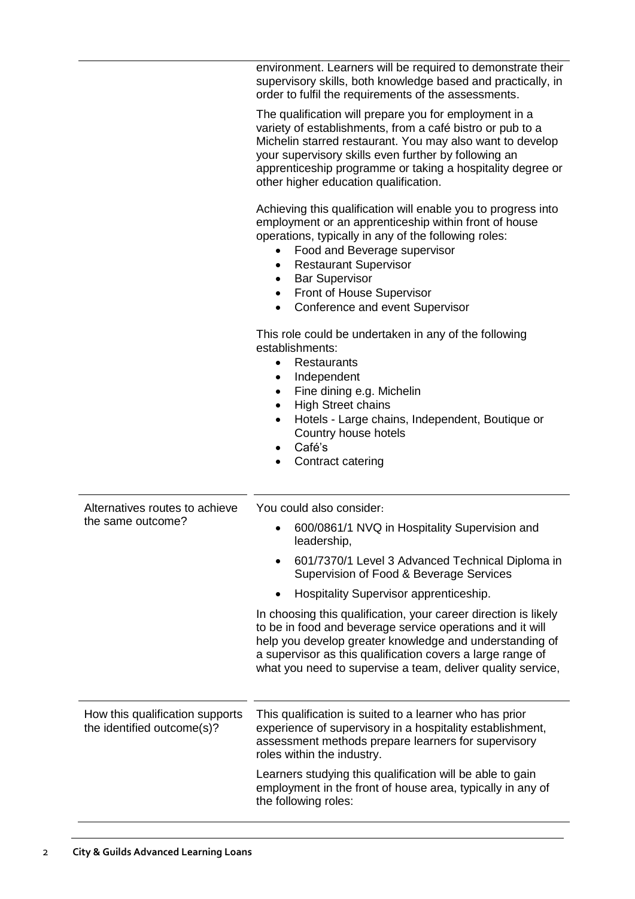| | |
|---|---|
| | environment. Learners will be required to demonstrate their supervisory skills, both knowledge based and practically, in order to fulfil the requirements of the assessments.<br><br>The qualification will prepare you for employment in a variety of establishments, from a café bistro or pub to a Michelin starred restaurant. You may also want to develop your supervisory skills even further by following an apprenticeship programme or taking a hospitality degree or other higher education qualification.<br><br>Achieving this qualification will enable you to progress into employment or an apprenticeship within front of house operations, typically in any of the following roles:<br>• Food and Beverage supervisor<br>• Restaurant Supervisor<br>• Bar Supervisor<br>• Front of House Supervisor<br>• Conference and event Supervisor<br><br>This role could be undertaken in any of the following establishments:<br>• Restaurants<br>• Independent<br>• Fine dining e.g. Michelin<br>• High Street chains<br>• Hotels - Large chains, Independent, Boutique or Country house hotels<br>• Café's<br>• Contract catering |
| Alternatives routes to achieve the same outcome? | You could also consider:<br>• 600/0861/1 NVQ in Hospitality Supervision and leadership,<br>• 601/7370/1 Level 3 Advanced Technical Diploma in Supervision of Food & Beverage Services<br>• Hospitality Supervisor apprenticeship.<br><br>In choosing this qualification, your career direction is likely to be in food and beverage service operations and it will help you develop greater knowledge and understanding of a supervisor as this qualification covers a large range of what you need to supervise a team, deliver quality service, |
| How this qualification supports the identified outcome(s)? | This qualification is suited to a learner who has prior experience of supervisory in a hospitality establishment, assessment methods prepare learners for supervisory roles within the industry.<br><br>Learners studying this qualification will be able to gain employment in the front of house area, typically in any of the following roles: |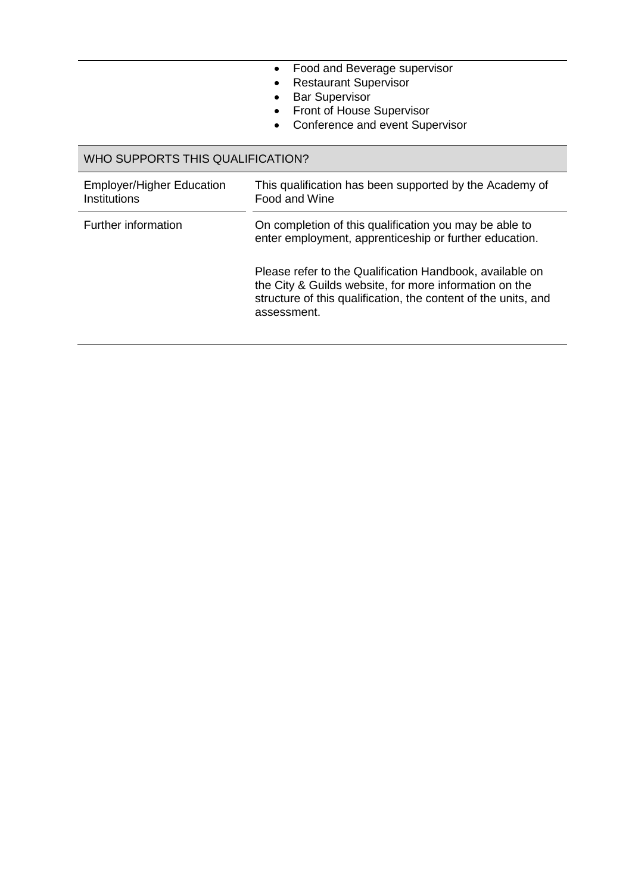| | |
|---|---|
| | • Food and Beverage supervisor<br>• Restaurant Supervisor<br>• Bar Supervisor<br>• Front of House Supervisor<br>• Conference and event Supervisor |

## WHO SUPPORTS THIS QUALIFICATION?

| | |
|---|---|
| Employer/Higher Education Institutions | This qualification has been supported by the Academy of Food and Wine |
| Further information | On completion of this qualification you may be able to enter employment, apprenticeship or further education.<br><br>Please refer to the Qualification Handbook, available on the City & Guilds website, for more information on the structure of this qualification, the content of the units, and assessment. |